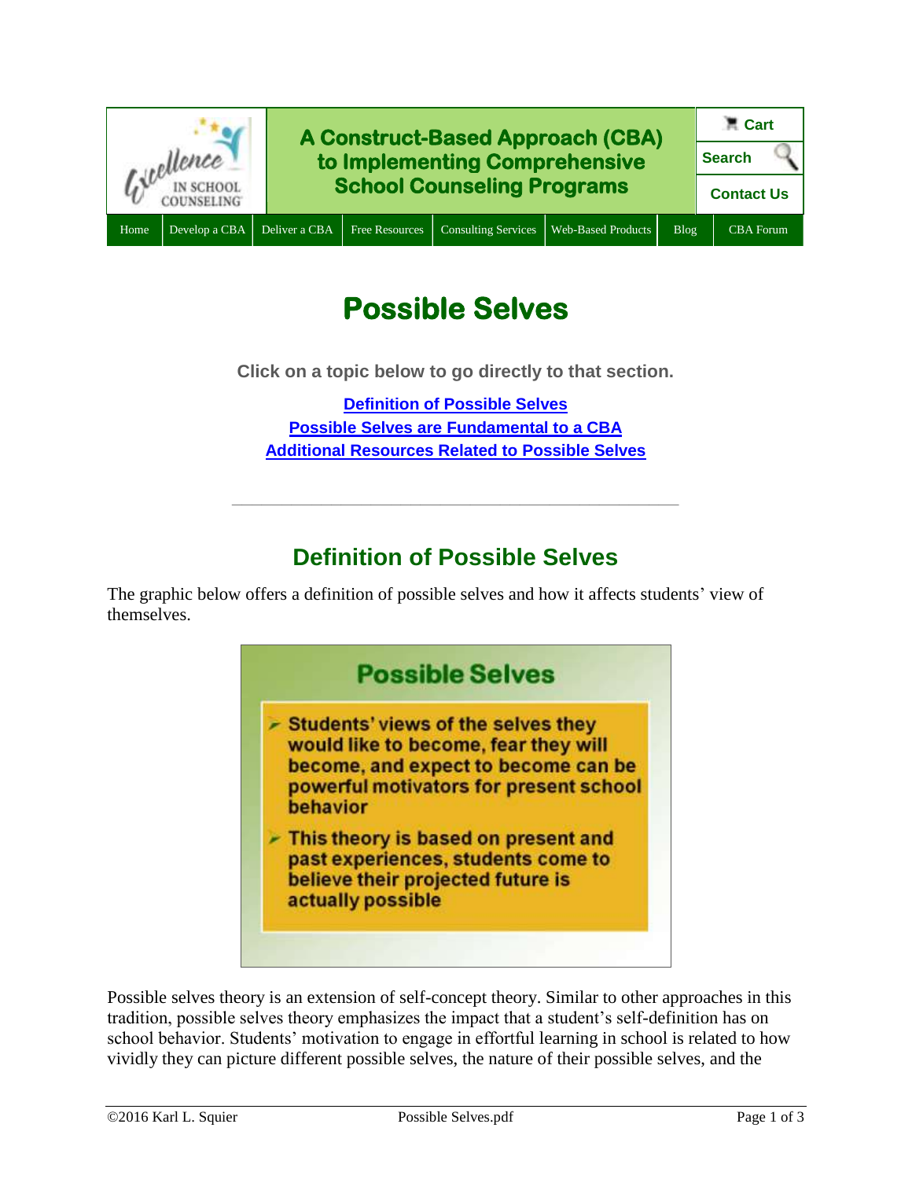A Construct-Based Approach (CBA) to Implementing Comprehensive School Counseling Programs

Cart | Search | Contact Us

Home | Develop a CBA | Deliver a CBA | Free Resources | Consulting Services | Web-Based Products | Blog | CBA Forum

# Possible Selves

**Click on a topic below to go directly to that section.**

[Definition of Possible Selves](#)
[Possible Selves are Fundamental to a CBA](#)
[Additional Resources Related to Possible Selves](#)

---

## Definition of Possible Selves

The graphic below offers a definition of possible selves and how it affects students' view of themselves.

**Possible Selves**

- Students' views of the selves they would like to become, fear they will become, and expect to become can be powerful motivators for present school behavior
- This theory is based on present and past experiences, students come to believe their projected future is actually possible

Possible selves theory is an extension of self-concept theory. Similar to other approaches in this tradition, possible selves theory emphasizes the impact that a student's self-definition has on school behavior. Students' motivation to engage in effortful learning in school is related to how vividly they can picture different possible selves, the nature of their possible selves, and the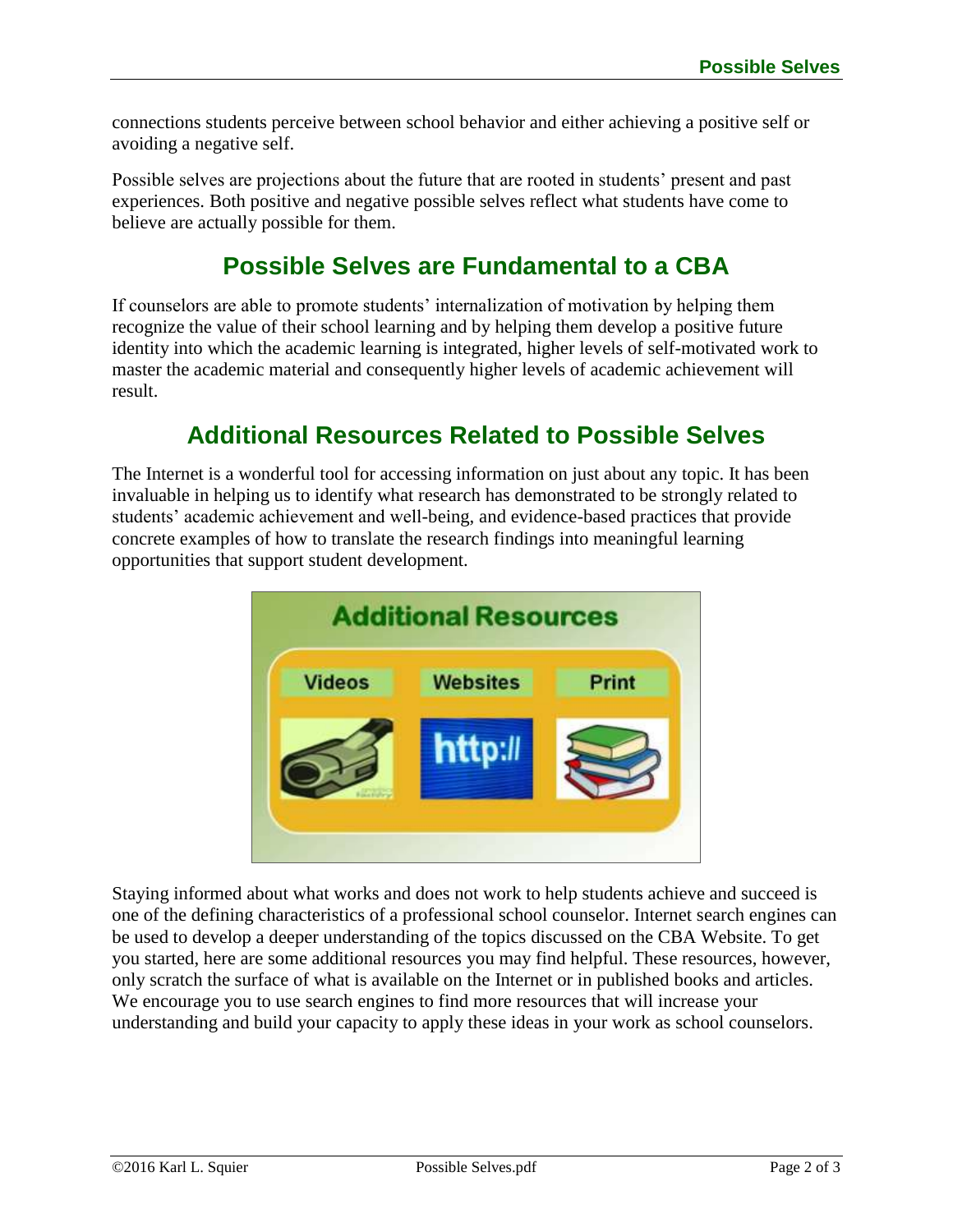connections students perceive between school behavior and either achieving a positive self or avoiding a negative self.

Possible selves are projections about the future that are rooted in students' present and past experiences. Both positive and negative possible selves reflect what students have come to believe are actually possible for them.

## Possible Selves are Fundamental to a CBA

If counselors are able to promote students' internalization of motivation by helping them recognize the value of their school learning and by helping them develop a positive future identity into which the academic learning is integrated, higher levels of self-motivated work to master the academic material and consequently higher levels of academic achievement will result.

## Additional Resources Related to Possible Selves

The Internet is a wonderful tool for accessing information on just about any topic. It has been invaluable in helping us to identify what research has demonstrated to be strongly related to students' academic achievement and well-being, and evidence-based practices that provide concrete examples of how to translate the research findings into meaningful learning opportunities that support student development.

Staying informed about what works and does not work to help students achieve and succeed is one of the defining characteristics of a professional school counselor. Internet search engines can be used to develop a deeper understanding of the topics discussed on the CBA Website. To get you started, here are some additional resources you may find helpful. These resources, however, only scratch the surface of what is available on the Internet or in published books and articles. We encourage you to use search engines to find more resources that will increase your understanding and build your capacity to apply these ideas in your work as school counselors.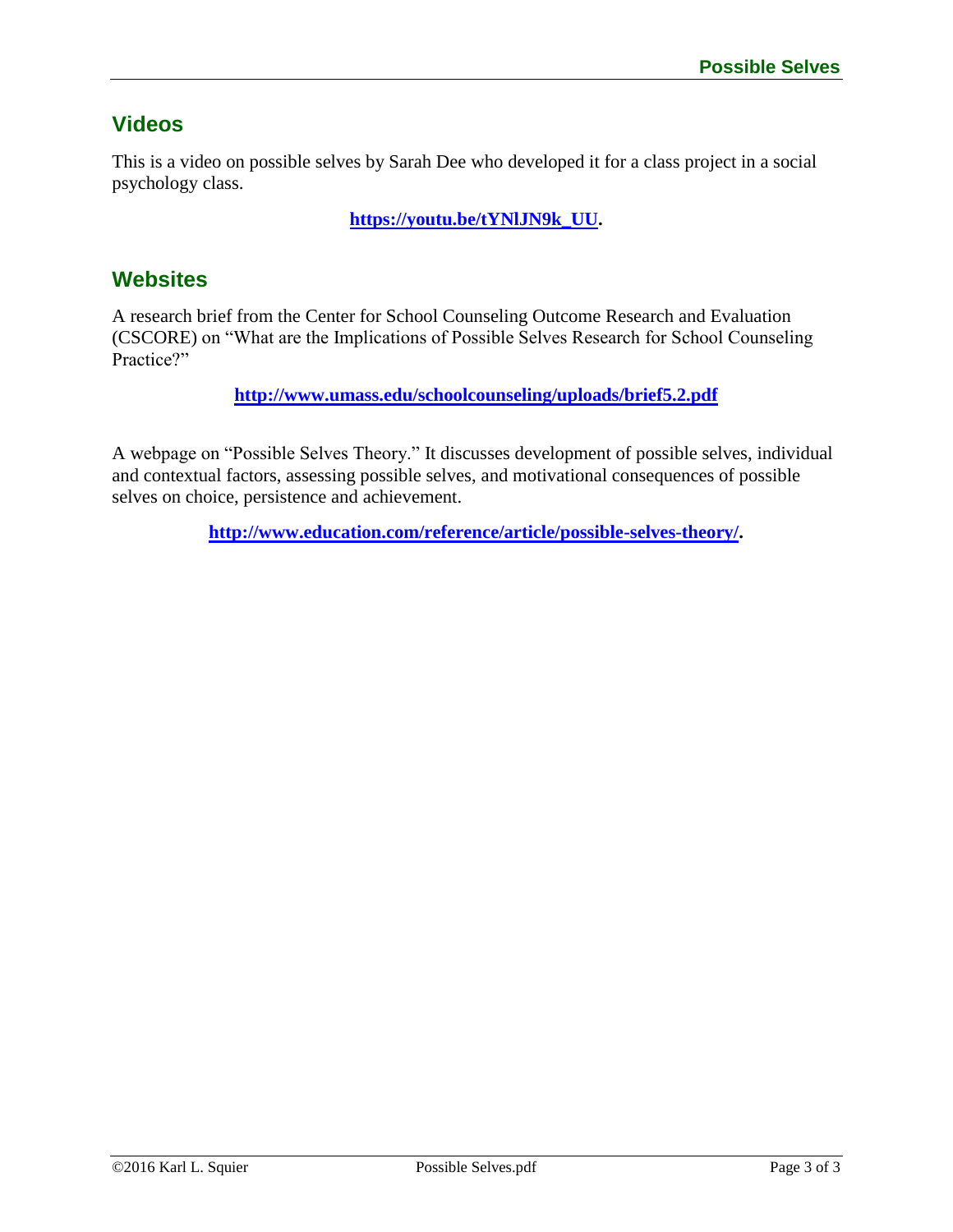## Videos

This is a video on possible selves by Sarah Dee who developed it for a class project in a social psychology class.

**https://youtu.be/tYNlJN9k_UU.**

## Websites

A research brief from the Center for School Counseling Outcome Research and Evaluation (CSCORE) on "What are the Implications of Possible Selves Research for School Counseling Practice?"

**http://www.umass.edu/schoolcounseling/uploads/brief5.2.pdf**

A webpage on "Possible Selves Theory." It discusses development of possible selves, individual and contextual factors, assessing possible selves, and motivational consequences of possible selves on choice, persistence and achievement.

**http://www.education.com/reference/article/possible-selves-theory/.**